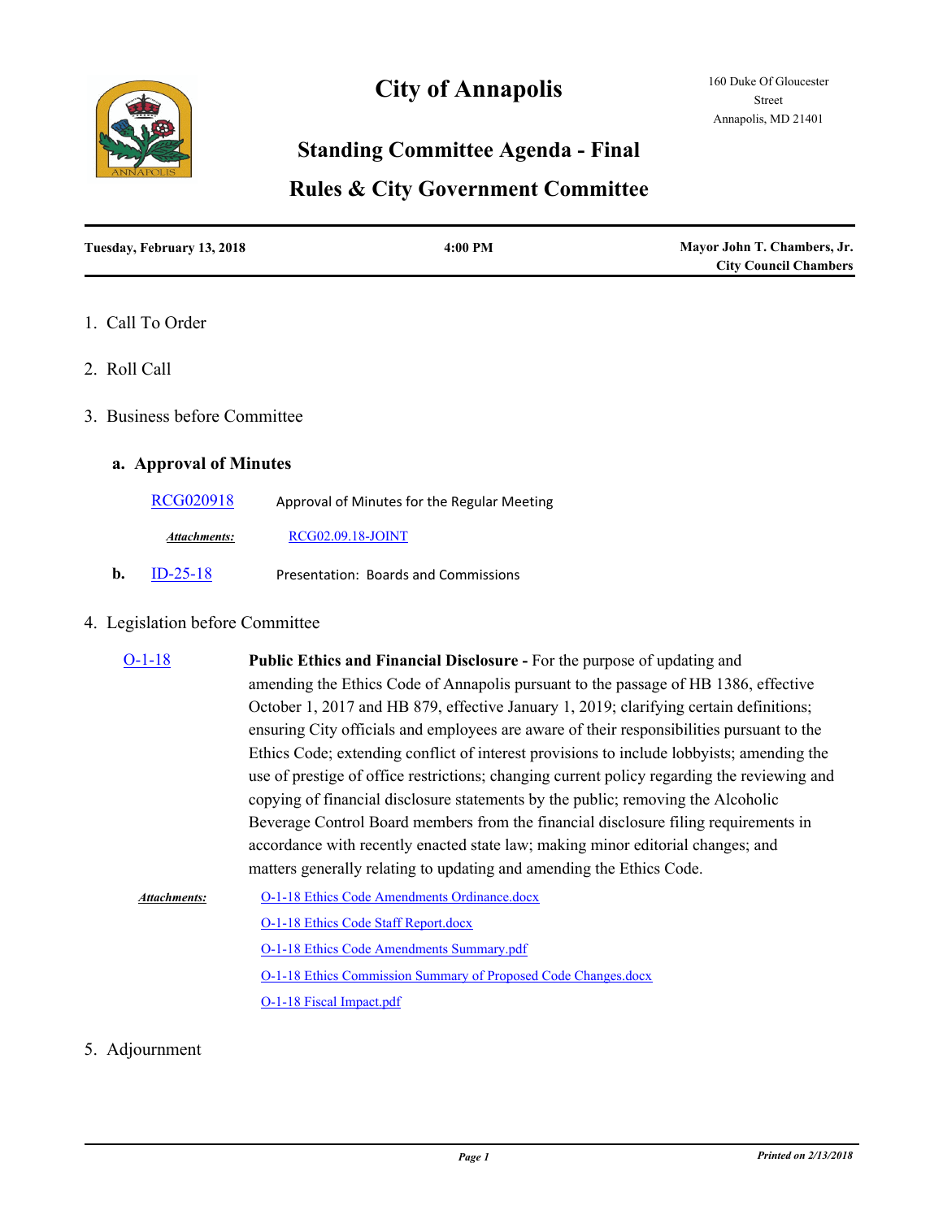# City of Annapolis

160 Duke Of Gloucester Street
Annapolis, MD 21401

## Standing Committee Agenda - Final

## Rules & City Government Committee

**Tuesday, February 13, 2018** | **4:00 PM** | **Mayor John T. Chambers, Jr. City Council Chambers**

1. Call To Order

2. Roll Call

3. Business before Committee

   **a. Approval of Minutes**

   RCG020918 — Approval of Minutes for the Regular Meeting

   ***Attachments:*** RCG02.09.18-JOINT

   **b.** ID-25-18 — Presentation: Boards and Commissions

4. Legislation before Committee

   O-1-18 — **Public Ethics and Financial Disclosure -** For the purpose of updating and amending the Ethics Code of Annapolis pursuant to the passage of HB 1386, effective October 1, 2017 and HB 879, effective January 1, 2019; clarifying certain definitions; ensuring City officials and employees are aware of their responsibilities pursuant to the Ethics Code; extending conflict of interest provisions to include lobbyists; amending the use of prestige of office restrictions; changing current policy regarding the reviewing and copying of financial disclosure statements by the public; removing the Alcoholic Beverage Control Board members from the financial disclosure filing requirements in accordance with recently enacted state law; making minor editorial changes; and matters generally relating to updating and amending the Ethics Code.

   ***Attachments:***
   - O-1-18 Ethics Code Amendments Ordinance.docx
   - O-1-18 Ethics Code Staff Report.docx
   - O-1-18 Ethics Code Amendments Summary.pdf
   - O-1-18 Ethics Commission Summary of Proposed Code Changes.docx
   - O-1-18 Fiscal Impact.pdf

5. Adjournment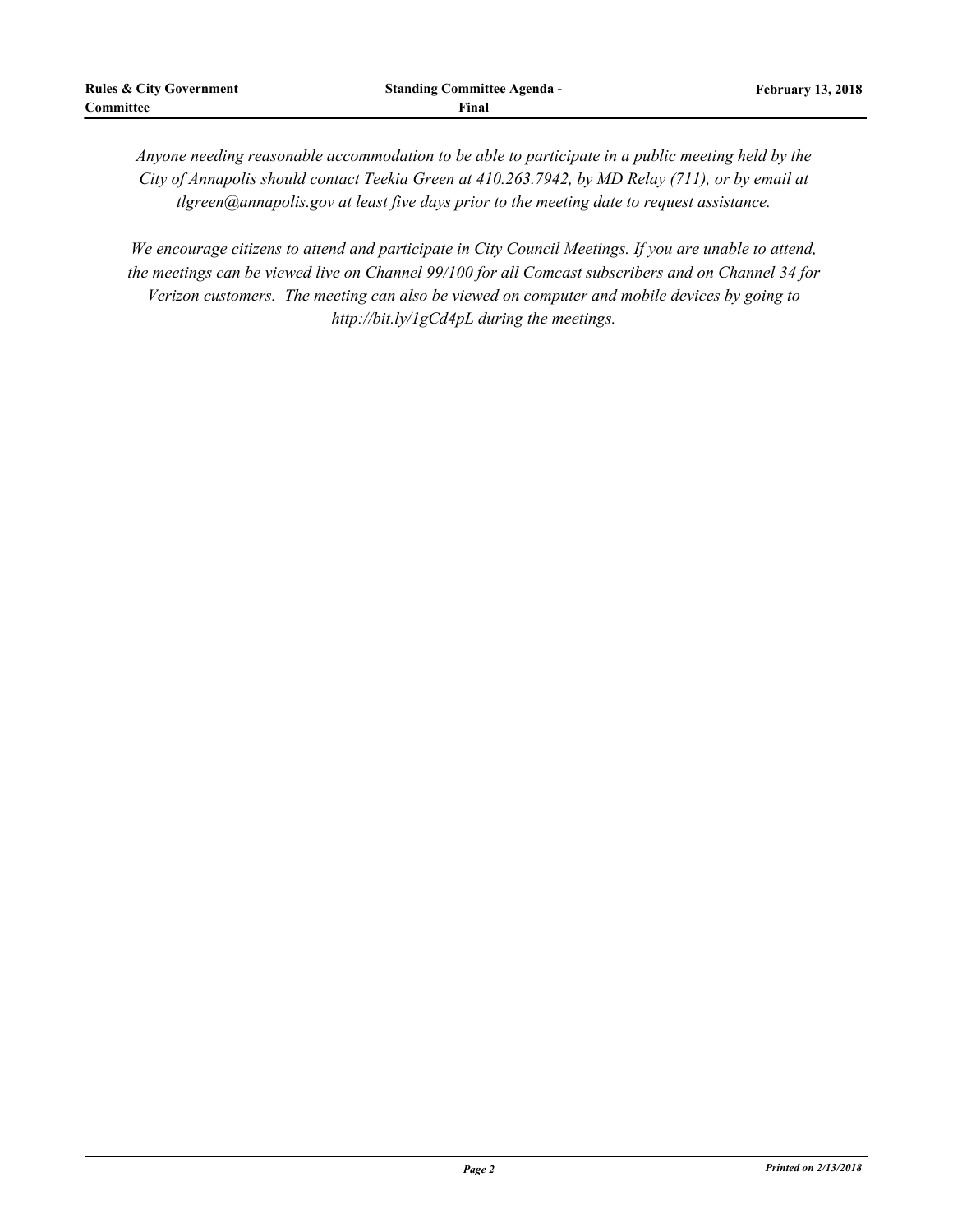*Anyone needing reasonable accommodation to be able to participate in a public meeting held by the City of Annapolis should contact Teekia Green at 410.263.7942, by MD Relay (711), or by email at tlgreen@annapolis.gov at least five days prior to the meeting date to request assistance.*

*We encourage citizens to attend and participate in City Council Meetings. If you are unable to attend, the meetings can be viewed live on Channel 99/100 for all Comcast subscribers and on Channel 34 for Verizon customers. The meeting can also be viewed on computer and mobile devices by going to http://bit.ly/1gCd4pL during the meetings.*